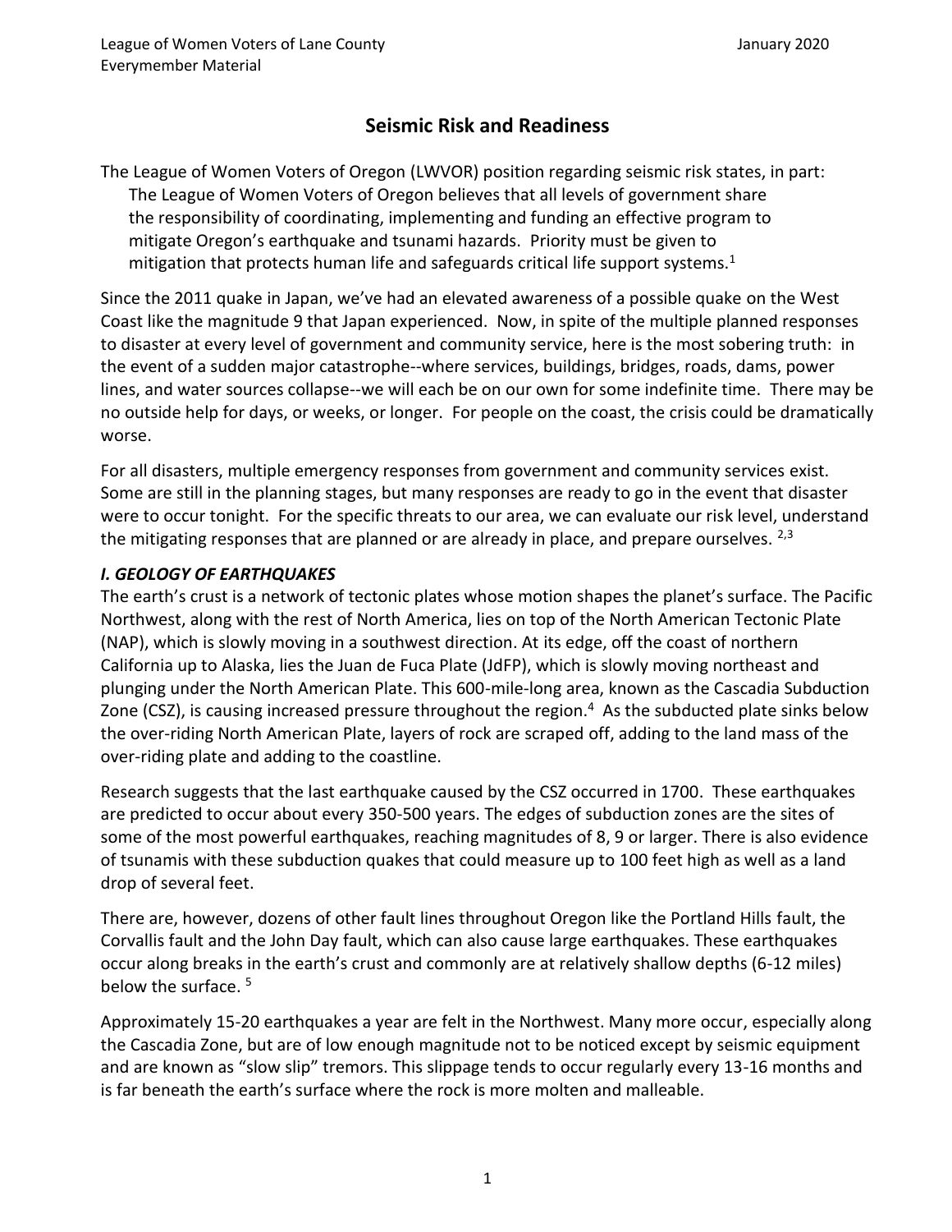# Seismic Risk and Readiness

The League of Women Voters of Oregon (LWVOR) position regarding seismic risk states, in part:

> The League of Women Voters of Oregon believes that all levels of government share the responsibility of coordinating, implementing and funding an effective program to mitigate Oregon's earthquake and tsunami hazards. Priority must be given to mitigation that protects human life and safeguards critical life support systems.[1]

Since the 2011 quake in Japan, we've had an elevated awareness of a possible quake on the West Coast like the magnitude 9 that Japan experienced. Now, in spite of the multiple planned responses to disaster at every level of government and community service, here is the most sobering truth: in the event of a sudden major catastrophe--where services, buildings, bridges, roads, dams, power lines, and water sources collapse--we will each be on our own for some indefinite time. There may be no outside help for days, or weeks, or longer. For people on the coast, the crisis could be dramatically worse.

For all disasters, multiple emergency responses from government and community services exist. Some are still in the planning stages, but many responses are ready to go in the event that disaster were to occur tonight. For the specific threats to our area, we can evaluate our risk level, understand the mitigating responses that are planned or are already in place, and prepare ourselves.[2,3]

## *I. GEOLOGY OF EARTHQUAKES*

The earth's crust is a network of tectonic plates whose motion shapes the planet's surface. The Pacific Northwest, along with the rest of North America, lies on top of the North American Tectonic Plate (NAP), which is slowly moving in a southwest direction. At its edge, off the coast of northern California up to Alaska, lies the Juan de Fuca Plate (JdFP), which is slowly moving northeast and plunging under the North American Plate. This 600-mile-long area, known as the Cascadia Subduction Zone (CSZ), is causing increased pressure throughout the region.[4] As the subducted plate sinks below the over-riding North American Plate, layers of rock are scraped off, adding to the land mass of the over-riding plate and adding to the coastline.

Research suggests that the last earthquake caused by the CSZ occurred in 1700. These earthquakes are predicted to occur about every 350-500 years. The edges of subduction zones are the sites of some of the most powerful earthquakes, reaching magnitudes of 8, 9 or larger. There is also evidence of tsunamis with these subduction quakes that could measure up to 100 feet high as well as a land drop of several feet.

There are, however, dozens of other fault lines throughout Oregon like the Portland Hills fault, the Corvallis fault and the John Day fault, which can also cause large earthquakes. These earthquakes occur along breaks in the earth's crust and commonly are at relatively shallow depths (6-12 miles) below the surface.[5]

Approximately 15-20 earthquakes a year are felt in the Northwest. Many more occur, especially along the Cascadia Zone, but are of low enough magnitude not to be noticed except by seismic equipment and are known as "slow slip" tremors. This slippage tends to occur regularly every 13-16 months and is far beneath the earth's surface where the rock is more molten and malleable.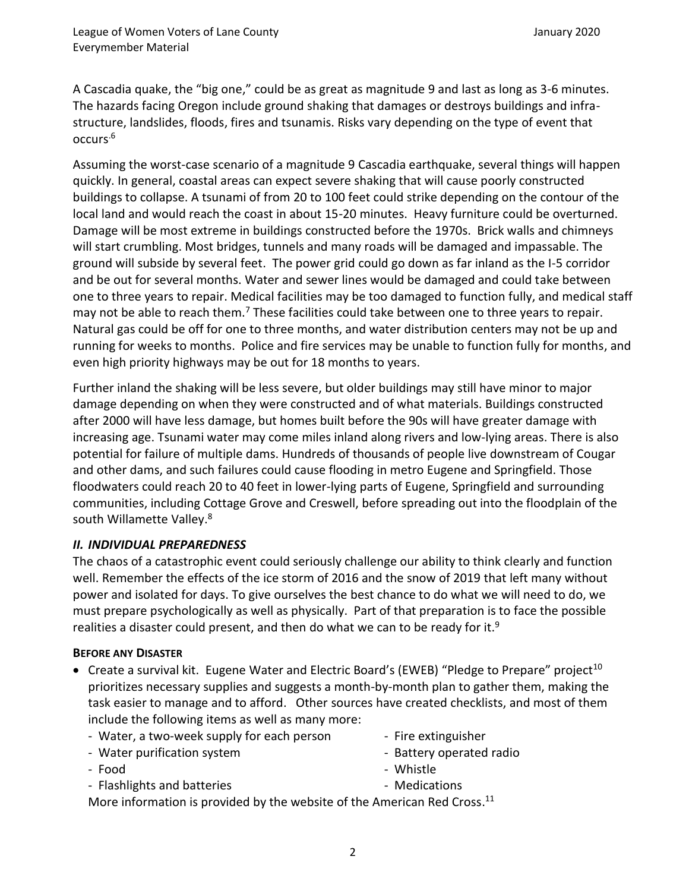A Cascadia quake, the "big one," could be as great as magnitude 9 and last as long as 3-6 minutes. The hazards facing Oregon include ground shaking that damages or destroys buildings and infra-structure, landslides, floods, fires and tsunamis. Risks vary depending on the type of event that occurs.[6]

Assuming the worst-case scenario of a magnitude 9 Cascadia earthquake, several things will happen quickly. In general, coastal areas can expect severe shaking that will cause poorly constructed buildings to collapse. A tsunami of from 20 to 100 feet could strike depending on the contour of the local land and would reach the coast in about 15-20 minutes. Heavy furniture could be overturned. Damage will be most extreme in buildings constructed before the 1970s. Brick walls and chimneys will start crumbling. Most bridges, tunnels and many roads will be damaged and impassable. The ground will subside by several feet. The power grid could go down as far inland as the I-5 corridor and be out for several months. Water and sewer lines would be damaged and could take between one to three years to repair. Medical facilities may be too damaged to function fully, and medical staff may not be able to reach them.[7] These facilities could take between one to three years to repair. Natural gas could be off for one to three months, and water distribution centers may not be up and running for weeks to months. Police and fire services may be unable to function fully for months, and even high priority highways may be out for 18 months to years.

Further inland the shaking will be less severe, but older buildings may still have minor to major damage depending on when they were constructed and of what materials. Buildings constructed after 2000 will have less damage, but homes built before the 90s will have greater damage with increasing age. Tsunami water may come miles inland along rivers and low-lying areas. There is also potential for failure of multiple dams. Hundreds of thousands of people live downstream of Cougar and other dams, and such failures could cause flooding in metro Eugene and Springfield. Those floodwaters could reach 20 to 40 feet in lower-lying parts of Eugene, Springfield and surrounding communities, including Cottage Grove and Creswell, before spreading out into the floodplain of the south Willamette Valley.[8]

## *II. INDIVIDUAL PREPAREDNESS*

The chaos of a catastrophic event could seriously challenge our ability to think clearly and function well. Remember the effects of the ice storm of 2016 and the snow of 2019 that left many without power and isolated for days. To give ourselves the best chance to do what we will need to do, we must prepare psychologically as well as physically. Part of that preparation is to face the possible realities a disaster could present, and then do what we can to be ready for it.[9]

### **Before Any Disaster**

- Create a survival kit. Eugene Water and Electric Board's (EWEB) "Pledge to Prepare" project[10] prioritizes necessary supplies and suggests a month-by-month plan to gather them, making the task easier to manage and to afford. Other sources have created checklists, and most of them include the following items as well as many more:
  - Water, a two-week supply for each person
  - Water purification system
  - Food
  - Flashlights and batteries
  - Fire extinguisher
  - Battery operated radio
  - Whistle
  - Medications

  More information is provided by the website of the American Red Cross.[11]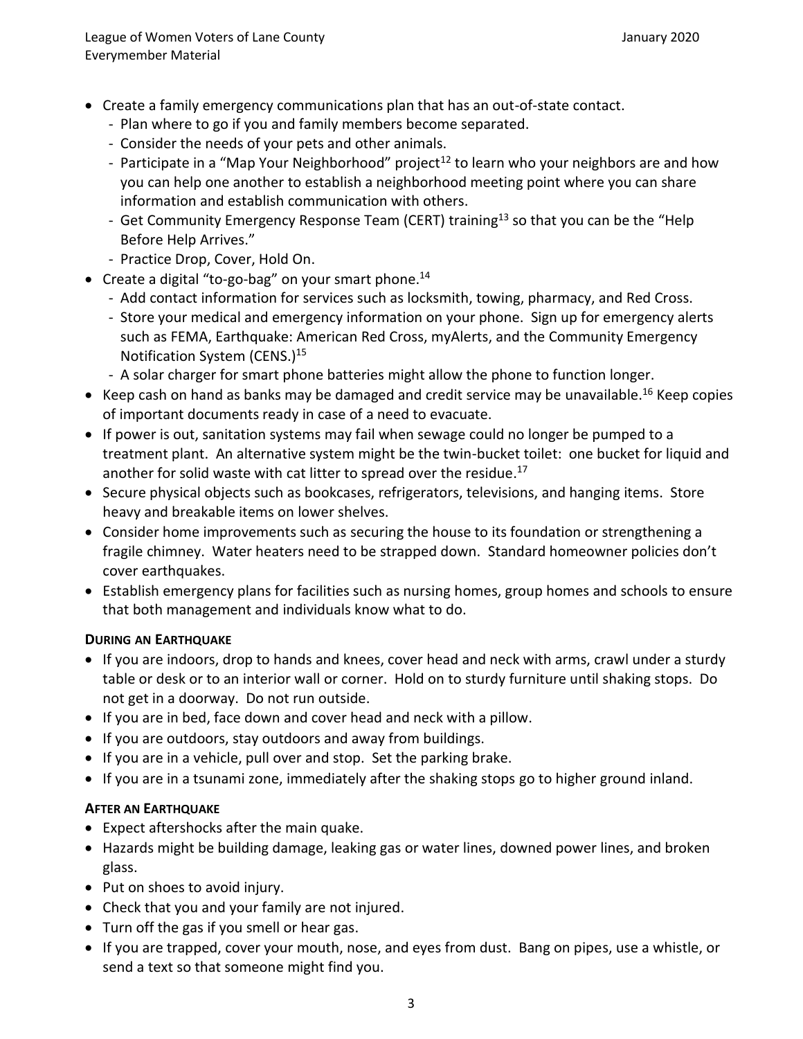- Create a family emergency communications plan that has an out-of-state contact.
  - Plan where to go if you and family members become separated.
  - Consider the needs of your pets and other animals.
  - Participate in a "Map Your Neighborhood" project[12] to learn who your neighbors are and how you can help one another to establish a neighborhood meeting point where you can share information and establish communication with others.
  - Get Community Emergency Response Team (CERT) training[13] so that you can be the "Help Before Help Arrives."
  - Practice Drop, Cover, Hold On.
- Create a digital "to-go-bag" on your smart phone.[14]
  - Add contact information for services such as locksmith, towing, pharmacy, and Red Cross.
  - Store your medical and emergency information on your phone. Sign up for emergency alerts such as FEMA, Earthquake: American Red Cross, myAlerts, and the Community Emergency Notification System (CENS.)[15]
  - A solar charger for smart phone batteries might allow the phone to function longer.
- Keep cash on hand as banks may be damaged and credit service may be unavailable.[16] Keep copies of important documents ready in case of a need to evacuate.
- If power is out, sanitation systems may fail when sewage could no longer be pumped to a treatment plant. An alternative system might be the twin-bucket toilet: one bucket for liquid and another for solid waste with cat litter to spread over the residue.[17]
- Secure physical objects such as bookcases, refrigerators, televisions, and hanging items. Store heavy and breakable items on lower shelves.
- Consider home improvements such as securing the house to its foundation or strengthening a fragile chimney. Water heaters need to be strapped down. Standard homeowner policies don't cover earthquakes.
- Establish emergency plans for facilities such as nursing homes, group homes and schools to ensure that both management and individuals know what to do.

### During an Earthquake

- If you are indoors, drop to hands and knees, cover head and neck with arms, crawl under a sturdy table or desk or to an interior wall or corner. Hold on to sturdy furniture until shaking stops. Do not get in a doorway. Do not run outside.
- If you are in bed, face down and cover head and neck with a pillow.
- If you are outdoors, stay outdoors and away from buildings.
- If you are in a vehicle, pull over and stop. Set the parking brake.
- If you are in a tsunami zone, immediately after the shaking stops go to higher ground inland.

### After an Earthquake

- Expect aftershocks after the main quake.
- Hazards might be building damage, leaking gas or water lines, downed power lines, and broken glass.
- Put on shoes to avoid injury.
- Check that you and your family are not injured.
- Turn off the gas if you smell or hear gas.
- If you are trapped, cover your mouth, nose, and eyes from dust. Bang on pipes, use a whistle, or send a text so that someone might find you.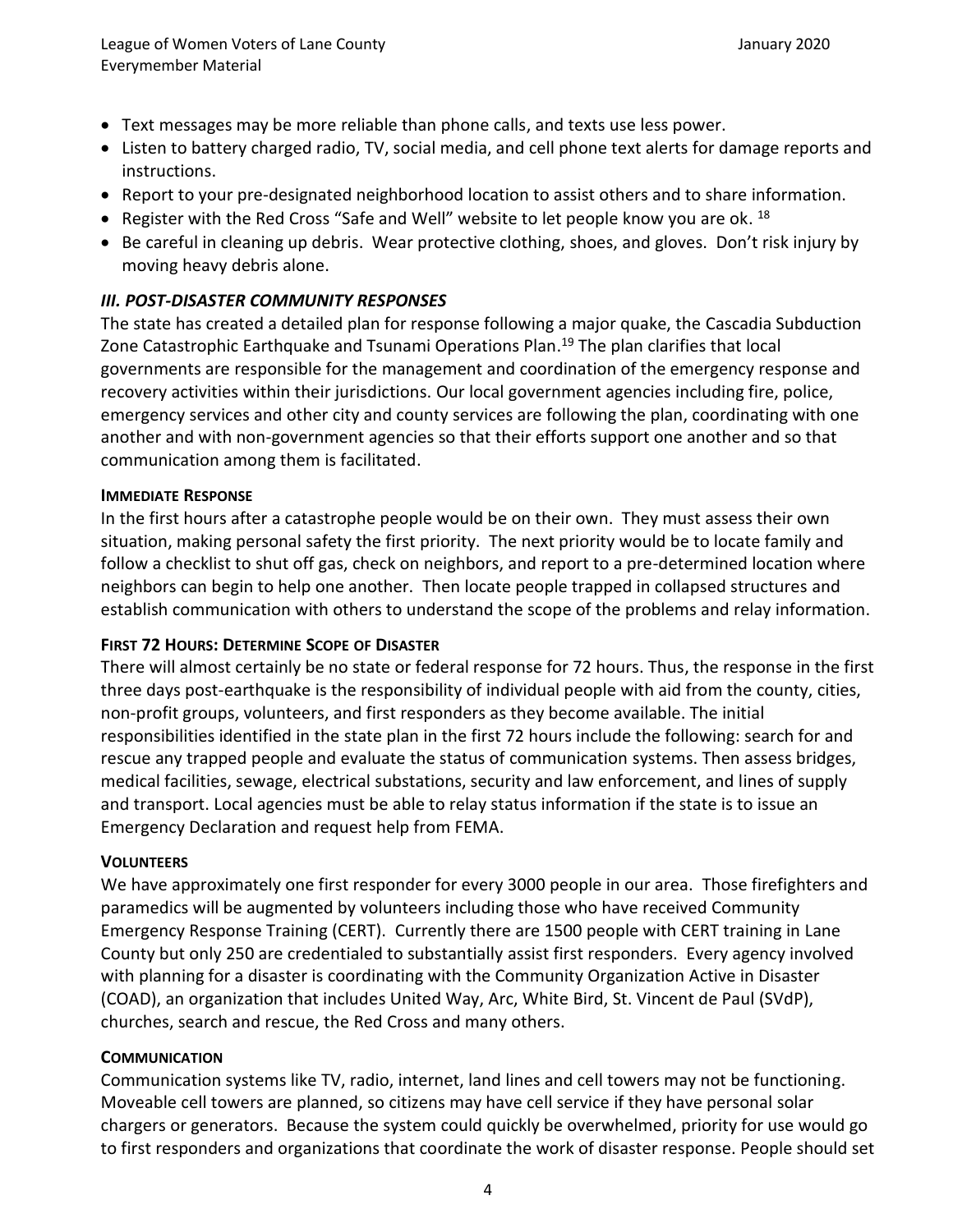- Text messages may be more reliable than phone calls, and texts use less power.
- Listen to battery charged radio, TV, social media, and cell phone text alerts for damage reports and instructions.
- Report to your pre-designated neighborhood location to assist others and to share information.
- Register with the Red Cross "Safe and Well" website to let people know you are ok. [18]
- Be careful in cleaning up debris. Wear protective clothing, shoes, and gloves. Don't risk injury by moving heavy debris alone.

### *III. POST-DISASTER COMMUNITY RESPONSES*

The state has created a detailed plan for response following a major quake, the Cascadia Subduction Zone Catastrophic Earthquake and Tsunami Operations Plan.[19] The plan clarifies that local governments are responsible for the management and coordination of the emergency response and recovery activities within their jurisdictions. Our local government agencies including fire, police, emergency services and other city and county services are following the plan, coordinating with one another and with non-government agencies so that their efforts support one another and so that communication among them is facilitated.

#### IMMEDIATE RESPONSE

In the first hours after a catastrophe people would be on their own. They must assess their own situation, making personal safety the first priority. The next priority would be to locate family and follow a checklist to shut off gas, check on neighbors, and report to a pre-determined location where neighbors can begin to help one another. Then locate people trapped in collapsed structures and establish communication with others to understand the scope of the problems and relay information.

#### FIRST 72 HOURS: DETERMINE SCOPE OF DISASTER

There will almost certainly be no state or federal response for 72 hours. Thus, the response in the first three days post-earthquake is the responsibility of individual people with aid from the county, cities, non-profit groups, volunteers, and first responders as they become available. The initial responsibilities identified in the state plan in the first 72 hours include the following: search for and rescue any trapped people and evaluate the status of communication systems. Then assess bridges, medical facilities, sewage, electrical substations, security and law enforcement, and lines of supply and transport. Local agencies must be able to relay status information if the state is to issue an Emergency Declaration and request help from FEMA.

#### VOLUNTEERS

We have approximately one first responder for every 3000 people in our area. Those firefighters and paramedics will be augmented by volunteers including those who have received Community Emergency Response Training (CERT). Currently there are 1500 people with CERT training in Lane County but only 250 are credentialed to substantially assist first responders. Every agency involved with planning for a disaster is coordinating with the Community Organization Active in Disaster (COAD), an organization that includes United Way, Arc, White Bird, St. Vincent de Paul (SVdP), churches, search and rescue, the Red Cross and many others.

#### COMMUNICATION

Communication systems like TV, radio, internet, land lines and cell towers may not be functioning. Moveable cell towers are planned, so citizens may have cell service if they have personal solar chargers or generators. Because the system could quickly be overwhelmed, priority for use would go to first responders and organizations that coordinate the work of disaster response. People should set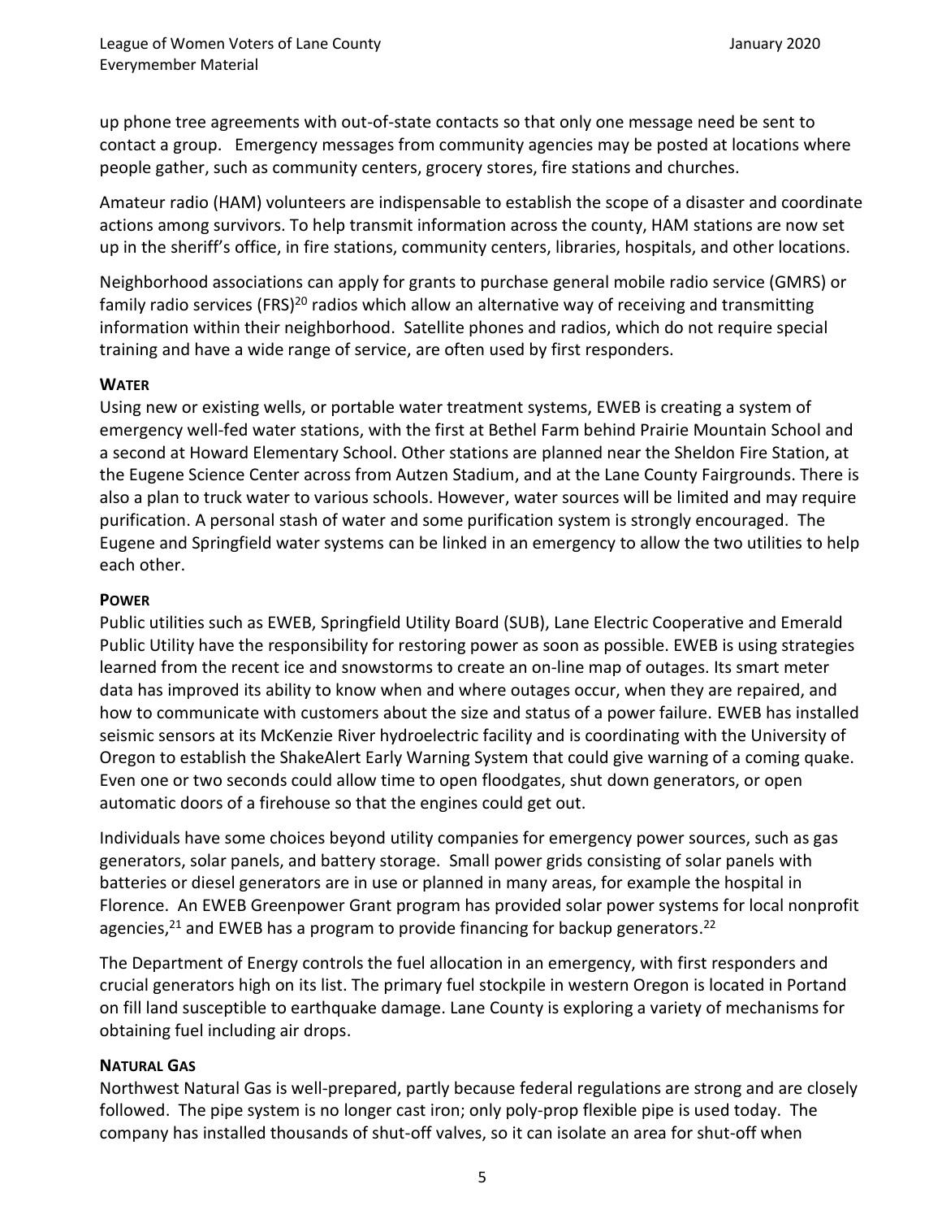up phone tree agreements with out-of-state contacts so that only one message need be sent to contact a group. Emergency messages from community agencies may be posted at locations where people gather, such as community centers, grocery stores, fire stations and churches.

Amateur radio (HAM) volunteers are indispensable to establish the scope of a disaster and coordinate actions among survivors. To help transmit information across the county, HAM stations are now set up in the sheriff's office, in fire stations, community centers, libraries, hospitals, and other locations.

Neighborhood associations can apply for grants to purchase general mobile radio service (GMRS) or family radio services (FRS)[20] radios which allow an alternative way of receiving and transmitting information within their neighborhood. Satellite phones and radios, which do not require special training and have a wide range of service, are often used by first responders.

### WATER

Using new or existing wells, or portable water treatment systems, EWEB is creating a system of emergency well-fed water stations, with the first at Bethel Farm behind Prairie Mountain School and a second at Howard Elementary School. Other stations are planned near the Sheldon Fire Station, at the Eugene Science Center across from Autzen Stadium, and at the Lane County Fairgrounds. There is also a plan to truck water to various schools. However, water sources will be limited and may require purification. A personal stash of water and some purification system is strongly encouraged. The Eugene and Springfield water systems can be linked in an emergency to allow the two utilities to help each other.

### POWER

Public utilities such as EWEB, Springfield Utility Board (SUB), Lane Electric Cooperative and Emerald Public Utility have the responsibility for restoring power as soon as possible. EWEB is using strategies learned from the recent ice and snowstorms to create an on-line map of outages. Its smart meter data has improved its ability to know when and where outages occur, when they are repaired, and how to communicate with customers about the size and status of a power failure. EWEB has installed seismic sensors at its McKenzie River hydroelectric facility and is coordinating with the University of Oregon to establish the ShakeAlert Early Warning System that could give warning of a coming quake. Even one or two seconds could allow time to open floodgates, shut down generators, or open automatic doors of a firehouse so that the engines could get out.

Individuals have some choices beyond utility companies for emergency power sources, such as gas generators, solar panels, and battery storage. Small power grids consisting of solar panels with batteries or diesel generators are in use or planned in many areas, for example the hospital in Florence. An EWEB Greenpower Grant program has provided solar power systems for local nonprofit agencies,[21] and EWEB has a program to provide financing for backup generators.[22]

The Department of Energy controls the fuel allocation in an emergency, with first responders and crucial generators high on its list. The primary fuel stockpile in western Oregon is located in Portand on fill land susceptible to earthquake damage. Lane County is exploring a variety of mechanisms for obtaining fuel including air drops.

### NATURAL GAS

Northwest Natural Gas is well-prepared, partly because federal regulations are strong and are closely followed. The pipe system is no longer cast iron; only poly-prop flexible pipe is used today. The company has installed thousands of shut-off valves, so it can isolate an area for shut-off when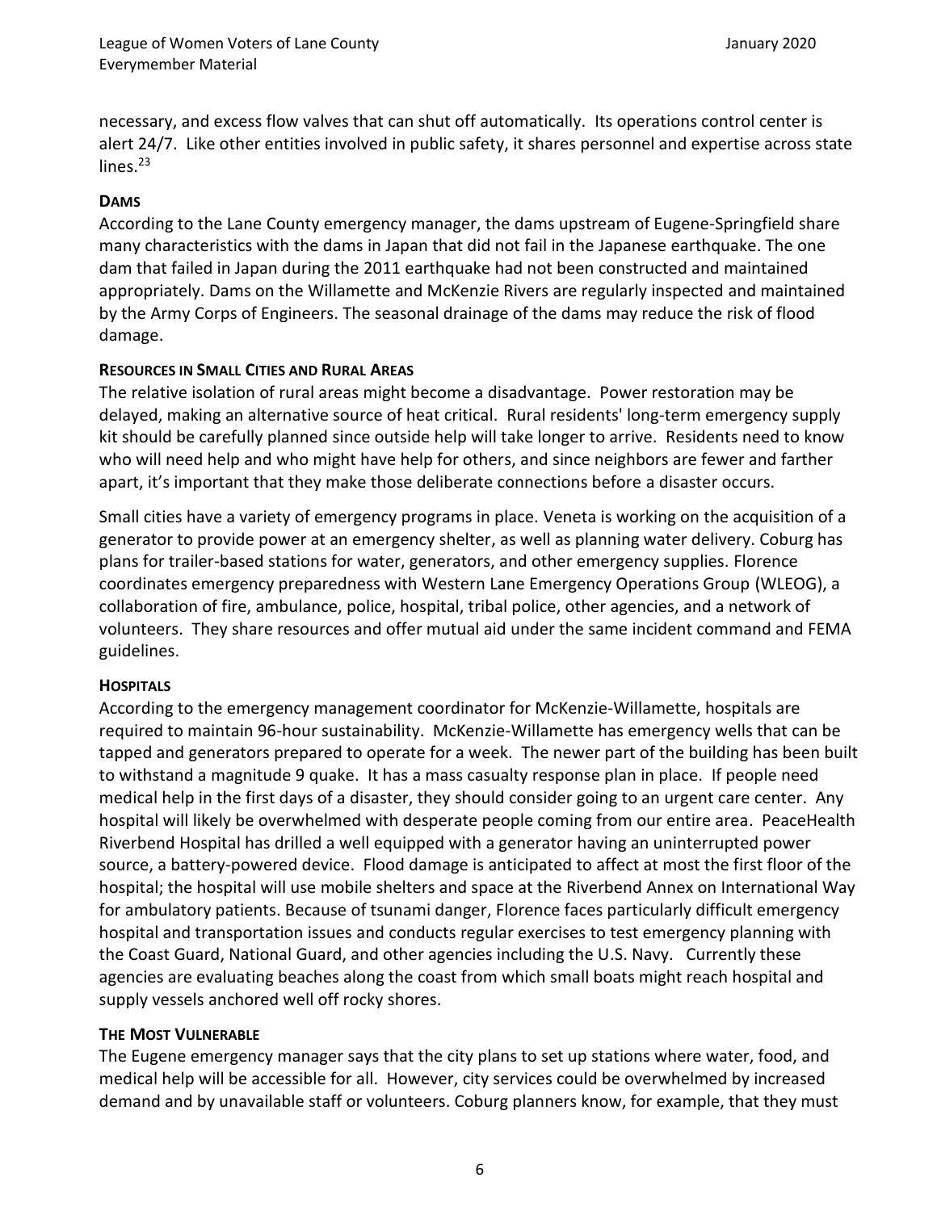necessary, and excess flow valves that can shut off automatically. Its operations control center is alert 24/7. Like other entities involved in public safety, it shares personnel and expertise across state lines.[23]

### DAMS

According to the Lane County emergency manager, the dams upstream of Eugene-Springfield share many characteristics with the dams in Japan that did not fail in the Japanese earthquake. The one dam that failed in Japan during the 2011 earthquake had not been constructed and maintained appropriately. Dams on the Willamette and McKenzie Rivers are regularly inspected and maintained by the Army Corps of Engineers. The seasonal drainage of the dams may reduce the risk of flood damage.

### RESOURCES IN SMALL CITIES AND RURAL AREAS

The relative isolation of rural areas might become a disadvantage. Power restoration may be delayed, making an alternative source of heat critical. Rural residents' long-term emergency supply kit should be carefully planned since outside help will take longer to arrive. Residents need to know who will need help and who might have help for others, and since neighbors are fewer and farther apart, it's important that they make those deliberate connections before a disaster occurs.

Small cities have a variety of emergency programs in place. Veneta is working on the acquisition of a generator to provide power at an emergency shelter, as well as planning water delivery. Coburg has plans for trailer-based stations for water, generators, and other emergency supplies. Florence coordinates emergency preparedness with Western Lane Emergency Operations Group (WLEOG), a collaboration of fire, ambulance, police, hospital, tribal police, other agencies, and a network of volunteers. They share resources and offer mutual aid under the same incident command and FEMA guidelines.

### HOSPITALS

According to the emergency management coordinator for McKenzie-Willamette, hospitals are required to maintain 96-hour sustainability. McKenzie-Willamette has emergency wells that can be tapped and generators prepared to operate for a week. The newer part of the building has been built to withstand a magnitude 9 quake. It has a mass casualty response plan in place. If people need medical help in the first days of a disaster, they should consider going to an urgent care center. Any hospital will likely be overwhelmed with desperate people coming from our entire area. PeaceHealth Riverbend Hospital has drilled a well equipped with a generator having an uninterrupted power source, a battery-powered device. Flood damage is anticipated to affect at most the first floor of the hospital; the hospital will use mobile shelters and space at the Riverbend Annex on International Way for ambulatory patients. Because of tsunami danger, Florence faces particularly difficult emergency hospital and transportation issues and conducts regular exercises to test emergency planning with the Coast Guard, National Guard, and other agencies including the U.S. Navy. Currently these agencies are evaluating beaches along the coast from which small boats might reach hospital and supply vessels anchored well off rocky shores.

### THE MOST VULNERABLE

The Eugene emergency manager says that the city plans to set up stations where water, food, and medical help will be accessible for all. However, city services could be overwhelmed by increased demand and by unavailable staff or volunteers. Coburg planners know, for example, that they must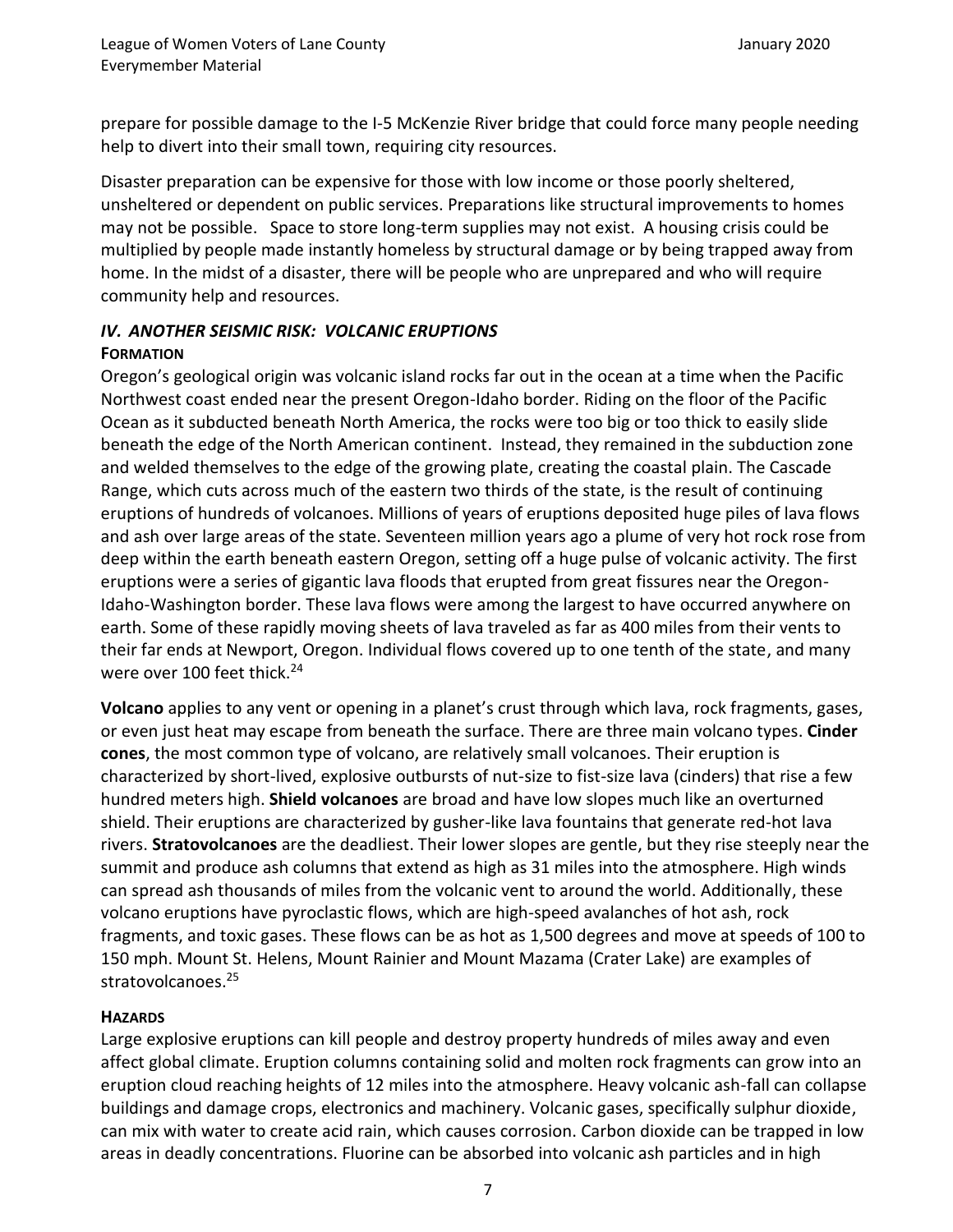prepare for possible damage to the I-5 McKenzie River bridge that could force many people needing help to divert into their small town, requiring city resources.

Disaster preparation can be expensive for those with low income or those poorly sheltered, unsheltered or dependent on public services. Preparations like structural improvements to homes may not be possible. Space to store long-term supplies may not exist. A housing crisis could be multiplied by people made instantly homeless by structural damage or by being trapped away from home. In the midst of a disaster, there will be people who are unprepared and who will require community help and resources.

## *IV. ANOTHER SEISMIC RISK: VOLCANIC ERUPTIONS*

### FORMATION

Oregon's geological origin was volcanic island rocks far out in the ocean at a time when the Pacific Northwest coast ended near the present Oregon-Idaho border. Riding on the floor of the Pacific Ocean as it subducted beneath North America, the rocks were too big or too thick to easily slide beneath the edge of the North American continent. Instead, they remained in the subduction zone and welded themselves to the edge of the growing plate, creating the coastal plain. The Cascade Range, which cuts across much of the eastern two thirds of the state, is the result of continuing eruptions of hundreds of volcanoes. Millions of years of eruptions deposited huge piles of lava flows and ash over large areas of the state. Seventeen million years ago a plume of very hot rock rose from deep within the earth beneath eastern Oregon, setting off a huge pulse of volcanic activity. The first eruptions were a series of gigantic lava floods that erupted from great fissures near the Oregon-Idaho-Washington border. These lava flows were among the largest to have occurred anywhere on earth. Some of these rapidly moving sheets of lava traveled as far as 400 miles from their vents to their far ends at Newport, Oregon. Individual flows covered up to one tenth of the state, and many were over 100 feet thick.[24]

**Volcano** applies to any vent or opening in a planet's crust through which lava, rock fragments, gases, or even just heat may escape from beneath the surface. There are three main volcano types. **Cinder cones**, the most common type of volcano, are relatively small volcanoes. Their eruption is characterized by short-lived, explosive outbursts of nut-size to fist-size lava (cinders) that rise a few hundred meters high. **Shield volcanoes** are broad and have low slopes much like an overturned shield. Their eruptions are characterized by gusher-like lava fountains that generate red-hot lava rivers. **Stratovolcanoes** are the deadliest. Their lower slopes are gentle, but they rise steeply near the summit and produce ash columns that extend as high as 31 miles into the atmosphere. High winds can spread ash thousands of miles from the volcanic vent to around the world. Additionally, these volcano eruptions have pyroclastic flows, which are high-speed avalanches of hot ash, rock fragments, and toxic gases. These flows can be as hot as 1,500 degrees and move at speeds of 100 to 150 mph. Mount St. Helens, Mount Rainier and Mount Mazama (Crater Lake) are examples of stratovolcanoes.[25]

### HAZARDS

Large explosive eruptions can kill people and destroy property hundreds of miles away and even affect global climate. Eruption columns containing solid and molten rock fragments can grow into an eruption cloud reaching heights of 12 miles into the atmosphere. Heavy volcanic ash-fall can collapse buildings and damage crops, electronics and machinery. Volcanic gases, specifically sulphur dioxide, can mix with water to create acid rain, which causes corrosion. Carbon dioxide can be trapped in low areas in deadly concentrations. Fluorine can be absorbed into volcanic ash particles and in high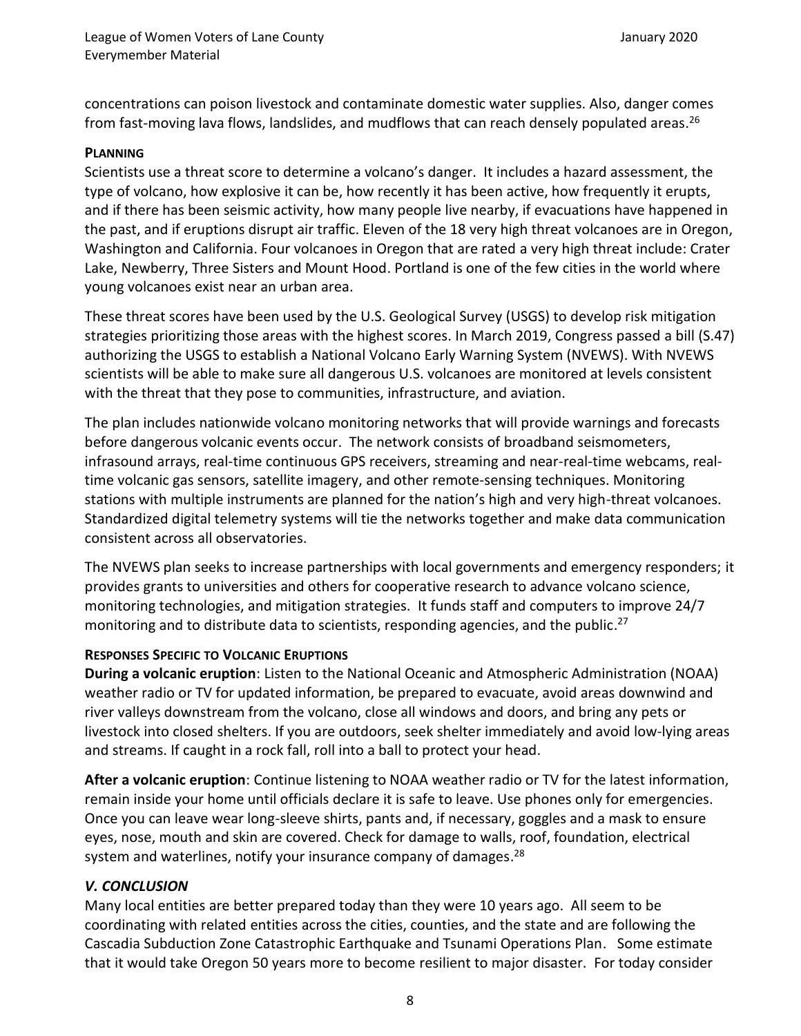concentrations can poison livestock and contaminate domestic water supplies. Also, danger comes from fast-moving lava flows, landslides, and mudflows that can reach densely populated areas.[26]

**PLANNING**

Scientists use a threat score to determine a volcano's danger. It includes a hazard assessment, the type of volcano, how explosive it can be, how recently it has been active, how frequently it erupts, and if there has been seismic activity, how many people live nearby, if evacuations have happened in the past, and if eruptions disrupt air traffic. Eleven of the 18 very high threat volcanoes are in Oregon, Washington and California. Four volcanoes in Oregon that are rated a very high threat include: Crater Lake, Newberry, Three Sisters and Mount Hood. Portland is one of the few cities in the world where young volcanoes exist near an urban area.

These threat scores have been used by the U.S. Geological Survey (USGS) to develop risk mitigation strategies prioritizing those areas with the highest scores. In March 2019, Congress passed a bill (S.47) authorizing the USGS to establish a National Volcano Early Warning System (NVEWS). With NVEWS scientists will be able to make sure all dangerous U.S. volcanoes are monitored at levels consistent with the threat that they pose to communities, infrastructure, and aviation.

The plan includes nationwide volcano monitoring networks that will provide warnings and forecasts before dangerous volcanic events occur. The network consists of broadband seismometers, infrasound arrays, real-time continuous GPS receivers, streaming and near-real-time webcams, real-time volcanic gas sensors, satellite imagery, and other remote-sensing techniques. Monitoring stations with multiple instruments are planned for the nation's high and very high-threat volcanoes. Standardized digital telemetry systems will tie the networks together and make data communication consistent across all observatories.

The NVEWS plan seeks to increase partnerships with local governments and emergency responders; it provides grants to universities and others for cooperative research to advance volcano science, monitoring technologies, and mitigation strategies. It funds staff and computers to improve 24/7 monitoring and to distribute data to scientists, responding agencies, and the public.[27]

**RESPONSES SPECIFIC TO VOLCANIC ERUPTIONS**

**During a volcanic eruption**: Listen to the National Oceanic and Atmospheric Administration (NOAA) weather radio or TV for updated information, be prepared to evacuate, avoid areas downwind and river valleys downstream from the volcano, close all windows and doors, and bring any pets or livestock into closed shelters. If you are outdoors, seek shelter immediately and avoid low-lying areas and streams. If caught in a rock fall, roll into a ball to protect your head.

**After a volcanic eruption**: Continue listening to NOAA weather radio or TV for the latest information, remain inside your home until officials declare it is safe to leave. Use phones only for emergencies. Once you can leave wear long-sleeve shirts, pants and, if necessary, goggles and a mask to ensure eyes, nose, mouth and skin are covered. Check for damage to walls, roof, foundation, electrical system and waterlines, notify your insurance company of damages.[28]

## *V. CONCLUSION*

Many local entities are better prepared today than they were 10 years ago. All seem to be coordinating with related entities across the cities, counties, and the state and are following the Cascadia Subduction Zone Catastrophic Earthquake and Tsunami Operations Plan. Some estimate that it would take Oregon 50 years more to become resilient to major disaster. For today consider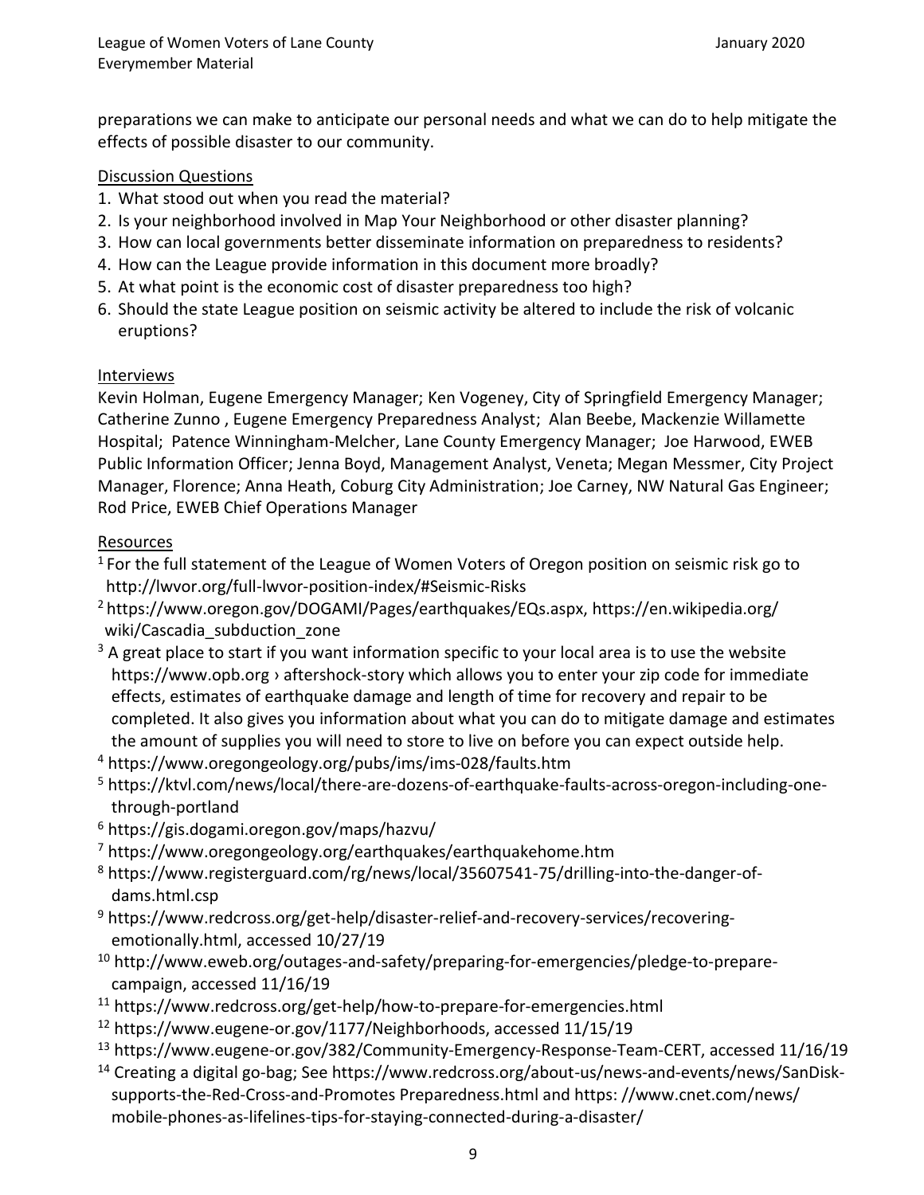preparations we can make to anticipate our personal needs and what we can do to help mitigate the effects of possible disaster to our community.

## Discussion Questions

1. What stood out when you read the material?
2. Is your neighborhood involved in Map Your Neighborhood or other disaster planning?
3. How can local governments better disseminate information on preparedness to residents?
4. How can the League provide information in this document more broadly?
5. At what point is the economic cost of disaster preparedness too high?
6. Should the state League position on seismic activity be altered to include the risk of volcanic eruptions?

## Interviews

Kevin Holman, Eugene Emergency Manager; Ken Vogeney, City of Springfield Emergency Manager; Catherine Zunno , Eugene Emergency Preparedness Analyst; Alan Beebe, Mackenzie Willamette Hospital; Patence Winningham-Melcher, Lane County Emergency Manager; Joe Harwood, EWEB Public Information Officer; Jenna Boyd, Management Analyst, Veneta; Megan Messmer, City Project Manager, Florence; Anna Heath, Coburg City Administration; Joe Carney, NW Natural Gas Engineer; Rod Price, EWEB Chief Operations Manager

## Resources

[1] For the full statement of the League of Women Voters of Oregon position on seismic risk go to http://lwvor.org/full-lwvor-position-index/#Seismic-Risks

[2] https://www.oregon.gov/DOGAMI/Pages/earthquakes/EQs.aspx, https://en.wikipedia.org/wiki/Cascadia_subduction_zone

[3] A great place to start if you want information specific to your local area is to use the website https://www.opb.org › aftershock-story which allows you to enter your zip code for immediate effects, estimates of earthquake damage and length of time for recovery and repair to be completed. It also gives you information about what you can do to mitigate damage and estimates the amount of supplies you will need to store to live on before you can expect outside help.

[4] https://www.oregongeology.org/pubs/ims/ims-028/faults.htm

[5] https://ktvl.com/news/local/there-are-dozens-of-earthquake-faults-across-oregon-including-one-through-portland

[6] https://gis.dogami.oregon.gov/maps/hazvu/

[7] https://www.oregongeology.org/earthquakes/earthquakehome.htm

[8] https://www.registerguard.com/rg/news/local/35607541-75/drilling-into-the-danger-of-dams.html.csp

[9] https://www.redcross.org/get-help/disaster-relief-and-recovery-services/recovering-emotionally.html, accessed 10/27/19

[10] http://www.eweb.org/outages-and-safety/preparing-for-emergencies/pledge-to-prepare-campaign, accessed 11/16/19

[11] https://www.redcross.org/get-help/how-to-prepare-for-emergencies.html

[12] https://www.eugene-or.gov/1177/Neighborhoods, accessed 11/15/19

[13] https://www.eugene-or.gov/382/Community-Emergency-Response-Team-CERT, accessed 11/16/19

[14] Creating a digital go-bag; See https://www.redcross.org/about-us/news-and-events/news/SanDisk-supports-the-Red-Cross-and-Promotes Preparedness.html and https: //www.cnet.com/news/mobile-phones-as-lifelines-tips-for-staying-connected-during-a-disaster/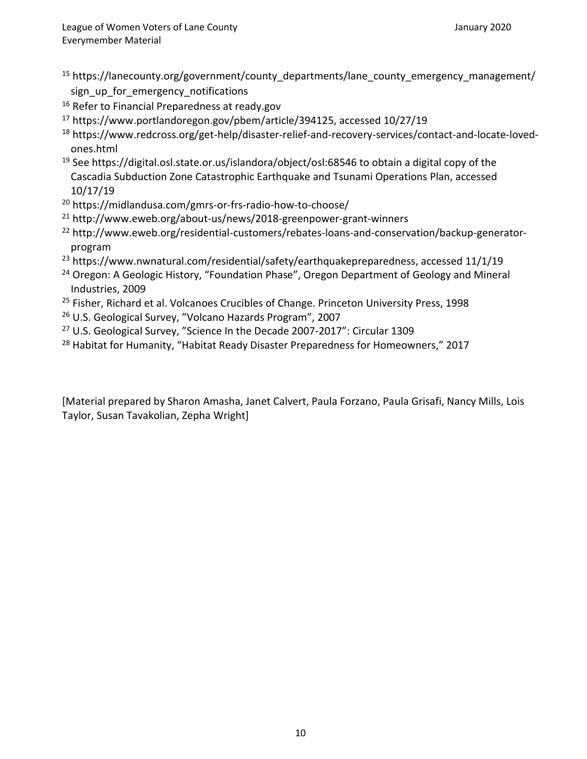[15] https://lanecounty.org/government/county_departments/lane_county_emergency_management/sign_up_for_emergency_notifications

[16] Refer to Financial Preparedness at ready.gov

[17] https://www.portlandoregon.gov/pbem/article/394125, accessed 10/27/19

[18] https://www.redcross.org/get-help/disaster-relief-and-recovery-services/contact-and-locate-loved-ones.html

[19] See https://digital.osl.state.or.us/islandora/object/osl:68546 to obtain a digital copy of the Cascadia Subduction Zone Catastrophic Earthquake and Tsunami Operations Plan, accessed 10/17/19

[20] https://midlandusa.com/gmrs-or-frs-radio-how-to-choose/

[21] http://www.eweb.org/about-us/news/2018-greenpower-grant-winners

[22] http://www.eweb.org/residential-customers/rebates-loans-and-conservation/backup-generator-program

[23] https://www.nwnatural.com/residential/safety/earthquakepreparedness, accessed 11/1/19

[24] Oregon: A Geologic History, "Foundation Phase", Oregon Department of Geology and Mineral Industries, 2009

[25] Fisher, Richard et al. Volcanoes Crucibles of Change. Princeton University Press, 1998

[26] U.S. Geological Survey, "Volcano Hazards Program", 2007

[27] U.S. Geological Survey, "Science In the Decade 2007-2017": Circular 1309

[28] Habitat for Humanity, "Habitat Ready Disaster Preparedness for Homeowners," 2017

[Material prepared by Sharon Amasha, Janet Calvert, Paula Forzano, Paula Grisafi, Nancy Mills, Lois Taylor, Susan Tavakolian, Zepha Wright]